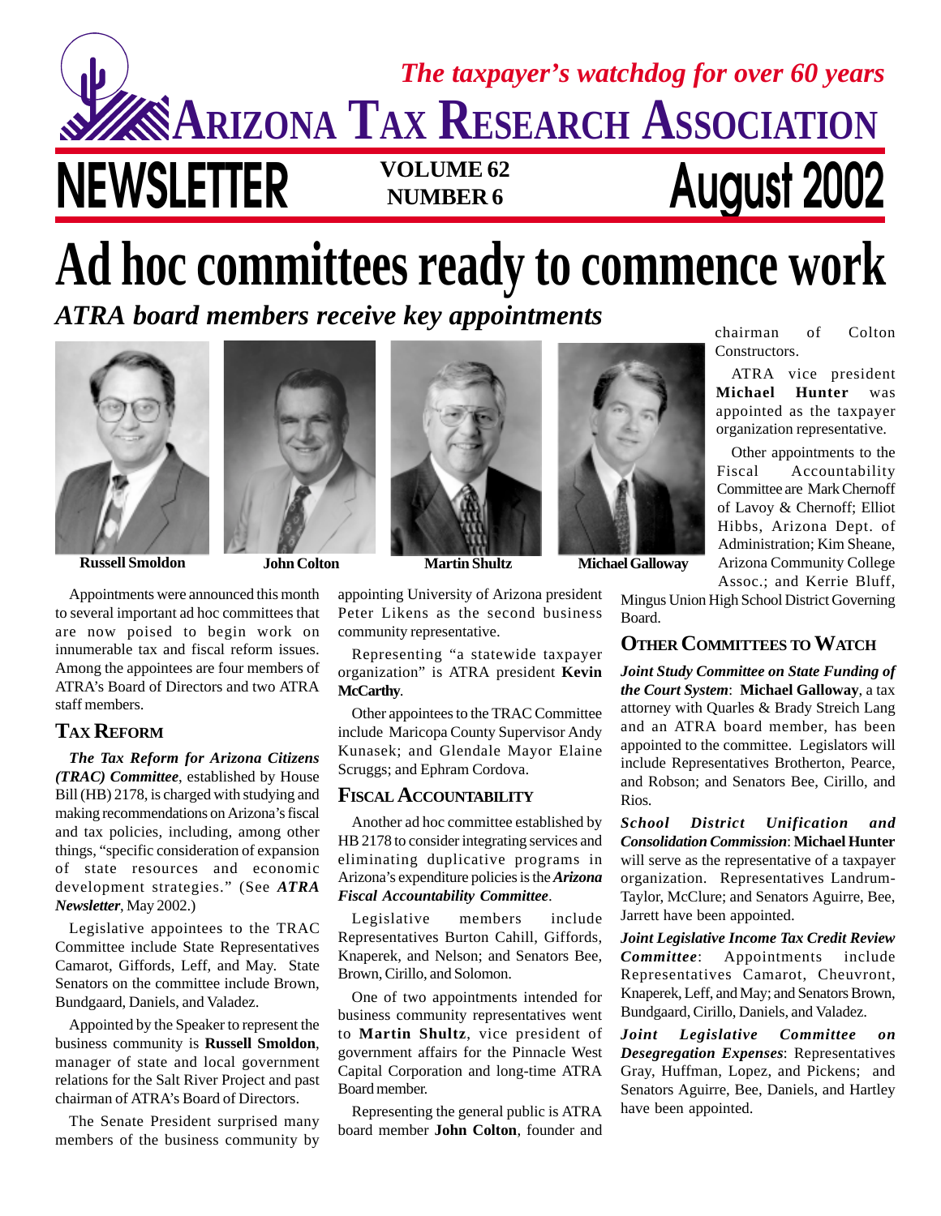*The taxpayer's watchdog for over 60 years*

**ARIZONA TAX RESEARCH ASSOCIATION**

# NEWSLETTER

**VOLUME 62**
**NUMBER 6**

**August 2002**

# Ad hoc committees ready to commence work

## *ATRA board members receive key appointments*

**Russell Smoldon** | **John Colton** | **Martin Shultz** | **Michael Galloway**

Appointments were announced this month to several important ad hoc committees that are now poised to begin work on innumerable tax and fiscal reform issues. Among the appointees are four members of ATRA's Board of Directors and two ATRA staff members.

### TAX REFORM

***The Tax Reform for Arizona Citizens (TRAC) Committee***, established by House Bill (HB) 2178, is charged with studying and making recommendations on Arizona's fiscal and tax policies, including, among other things, "specific consideration of expansion of state resources and economic development strategies." (See ***ATRA Newsletter***, May 2002.)

Legislative appointees to the TRAC Committee include State Representatives Camarot, Giffords, Leff, and May. State Senators on the committee include Brown, Bundgaard, Daniels, and Valadez.

Appointed by the Speaker to represent the business community is **Russell Smoldon**, manager of state and local government relations for the Salt River Project and past chairman of ATRA's Board of Directors.

The Senate President surprised many members of the business community by appointing University of Arizona president Peter Likens as the second business community representative.

Representing "a statewide taxpayer organization" is ATRA president **Kevin McCarthy**.

Other appointees to the TRAC Committee include Maricopa County Supervisor Andy Kunasek; and Glendale Mayor Elaine Scruggs; and Ephram Cordova.

### FISCAL ACCOUNTABILITY

Another ad hoc committee established by HB 2178 to consider integrating services and eliminating duplicative programs in Arizona's expenditure policies is the ***Arizona Fiscal Accountability Committee***.

Legislative members include Representatives Burton Cahill, Giffords, Knaperek, and Nelson; and Senators Bee, Brown, Cirillo, and Solomon.

One of two appointments intended for business community representatives went to **Martin Shultz**, vice president of government affairs for the Pinnacle West Capital Corporation and long-time ATRA Board member.

Representing the general public is ATRA board member **John Colton**, founder and chairman of Colton Constructors.

ATRA vice president **Michael Hunter** was appointed as the taxpayer organization representative.

Other appointments to the Fiscal Accountability Committee are Mark Chernoff of Lavoy & Chernoff; Elliot Hibbs, Arizona Dept. of Administration; Kim Sheane, Arizona Community College Assoc.; and Kerrie Bluff, Mingus Union High School District Governing Board.

### OTHER COMMITTEES TO WATCH

***Joint Study Committee on State Funding of the Court System***: **Michael Galloway**, a tax attorney with Quarles & Brady Streich Lang and an ATRA board member, has been appointed to the committee. Legislators will include Representatives Brotherton, Pearce, and Robson; and Senators Bee, Cirillo, and Rios.

***School District Unification and Consolidation Commission***: **Michael Hunter** will serve as the representative of a taxpayer organization. Representatives Landrum-Taylor, McClure; and Senators Aguirre, Bee, Jarrett have been appointed.

***Joint Legislative Income Tax Credit Review Committee***: Appointments include Representatives Camarot, Cheuvront, Knaperek, Leff, and May; and Senators Brown, Bundgaard, Cirillo, Daniels, and Valadez.

***Joint Legislative Committee on Desegregation Expenses***: Representatives Gray, Huffman, Lopez, and Pickens; and Senators Aguirre, Bee, Daniels, and Hartley have been appointed.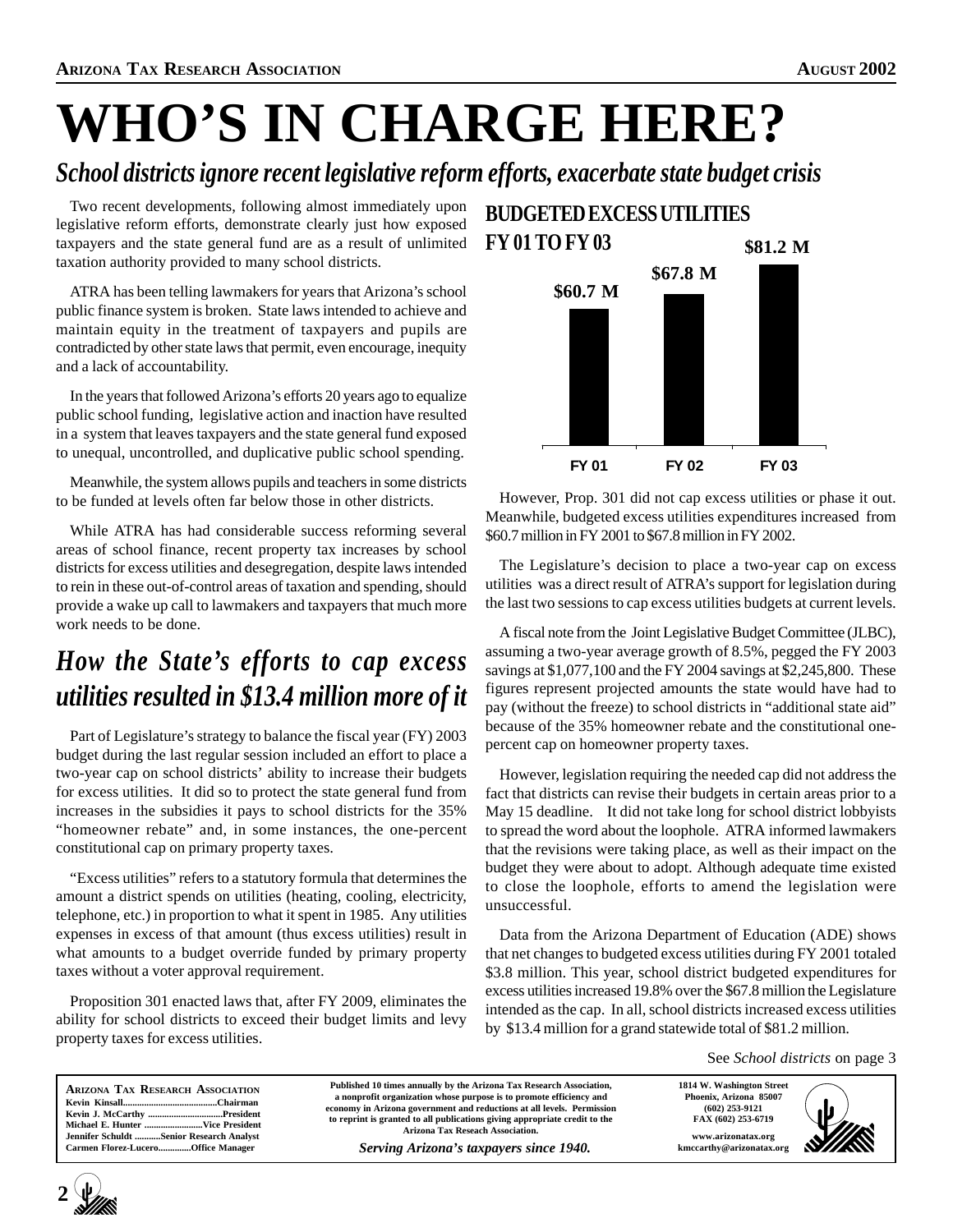# WHO'S IN CHARGE HERE?

## *School districts ignore recent legislative reform efforts, exacerbate state budget crisis*

Two recent developments, following almost immediately upon legislative reform efforts, demonstrate clearly just how exposed taxpayers and the state general fund are as a result of unlimited taxation authority provided to many school districts.

ATRA has been telling lawmakers for years that Arizona's school public finance system is broken. State laws intended to achieve and maintain equity in the treatment of taxpayers and pupils are contradicted by other state laws that permit, even encourage, inequity and a lack of accountability.

In the years that followed Arizona's efforts 20 years ago to equalize public school funding, legislative action and inaction have resulted in a system that leaves taxpayers and the state general fund exposed to unequal, uncontrolled, and duplicative public school spending.

Meanwhile, the system allows pupils and teachers in some districts to be funded at levels often far below those in other districts.

While ATRA has had considerable success reforming several areas of school finance, recent property tax increases by school districts for excess utilities and desegregation, despite laws intended to rein in these out-of-control areas of taxation and spending, should provide a wake up call to lawmakers and taxpayers that much more work needs to be done.

## *How the State's efforts to cap excess utilities resulted in $13.4 million more of it*

Part of Legislature's strategy to balance the fiscal year (FY) 2003 budget during the last regular session included an effort to place a two-year cap on school districts' ability to increase their budgets for excess utilities. It did so to protect the state general fund from increases in the subsidies it pays to school districts for the 35% "homeowner rebate" and, in some instances, the one-percent constitutional cap on primary property taxes.

"Excess utilities" refers to a statutory formula that determines the amount a district spends on utilities (heating, cooling, electricity, telephone, etc.) in proportion to what it spent in 1985. Any utilities expenses in excess of that amount (thus excess utilities) result in what amounts to a budget override funded by primary property taxes without a voter approval requirement.

Proposition 301 enacted laws that, after FY 2009, eliminates the ability for school districts to exceed their budget limits and levy property taxes for excess utilities.

**BUDGETED EXCESS UTILITIES FY 01 TO FY 03**

| FY 01 | FY 02 | FY 03 |
|---|---|---|
| $60.7 M | $67.8 M | $81.2 M |

However, Prop. 301 did not cap excess utilities or phase it out. Meanwhile, budgeted excess utilities expenditures increased from $60.7 million in FY 2001 to $67.8 million in FY 2002.

The Legislature's decision to place a two-year cap on excess utilities was a direct result of ATRA's support for legislation during the last two sessions to cap excess utilities budgets at current levels.

A fiscal note from the Joint Legislative Budget Committee (JLBC), assuming a two-year average growth of 8.5%, pegged the FY 2003 savings at $1,077,100 and the FY 2004 savings at $2,245,800. These figures represent projected amounts the state would have had to pay (without the freeze) to school districts in "additional state aid" because of the 35% homeowner rebate and the constitutional one-percent cap on homeowner property taxes.

However, legislation requiring the needed cap did not address the fact that districts can revise their budgets in certain areas prior to a May 15 deadline. It did not take long for school district lobbyists to spread the word about the loophole. ATRA informed lawmakers that the revisions were taking place, as well as their impact on the budget they were about to adopt. Although adequate time existed to close the loophole, efforts to amend the legislation were unsuccessful.

Data from the Arizona Department of Education (ADE) shows that net changes to budgeted excess utilities during FY 2001 totaled $3.8 million. This year, school district budgeted expenditures for excess utilities increased 19.8% over the $67.8 million the Legislature intended as the cap. In all, school districts increased excess utilities by $13.4 million for a grand statewide total of $81.2 million.

See *School districts* on page 3

---

**Arizona Tax Research Association**
Kevin Kinsall....Chairman
Kevin J. McCarthy....President
Michael E. Hunter....Vice President
Jennifer Schuldt....Senior Research Analyst
Carmen Florez-Lucero....Office Manager

Published 10 times annually by the Arizona Tax Research Association, a nonprofit organization whose purpose is to promote efficiency and economy in Arizona government and reductions at all levels. Permission to reprint is granted to all publications giving appropriate credit to the Arizona Tax Reseach Association.

*Serving Arizona's taxpayers since 1940.*

1814 W. Washington Street
Phoenix, Arizona 85007
(602) 253-9121
FAX (602) 253-6719
www.arizonatax.org
kmccarthy@arizonatax.org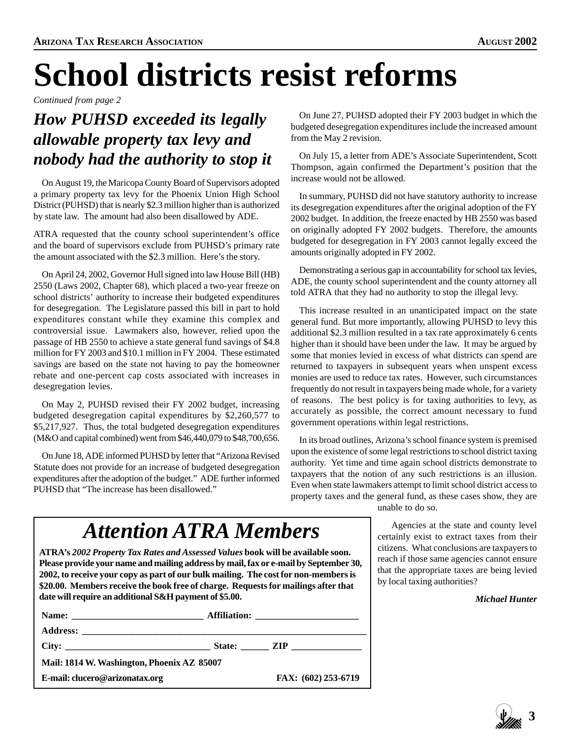# School districts resist reforms

*Continued from page 2*

## *How PUHSD exceeded its legally allowable property tax levy and nobody had the authority to stop it*

On August 19, the Maricopa County Board of Supervisors adopted a primary property tax levy for the Phoenix Union High School District (PUHSD) that is nearly $2.3 million higher than is authorized by state law. The amount had also been disallowed by ADE.

ATRA requested that the county school superintendent's office and the board of supervisors exclude from PUHSD's primary rate the amount associated with the $2.3 million. Here's the story.

On April 24, 2002, Governor Hull signed into law House Bill (HB) 2550 (Laws 2002, Chapter 68), which placed a two-year freeze on school districts' authority to increase their budgeted expenditures for desegregation. The Legislature passed this bill in part to hold expenditures constant while they examine this complex and controversial issue. Lawmakers also, however, relied upon the passage of HB 2550 to achieve a state general fund savings of $4.8 million for FY 2003 and $10.1 million in FY 2004. These estimated savings are based on the state not having to pay the homeowner rebate and one-percent cap costs associated with increases in desegregation levies.

On May 2, PUHSD revised their FY 2002 budget, increasing budgeted desegregation capital expenditures by $2,260,577 to $5,217,927. Thus, the total budgeted desegregation expenditures (M&O and capital combined) went from $46,440,079 to $48,700,656.

On June 18, ADE informed PUHSD by letter that "Arizona Revised Statute does not provide for an increase of budgeted desegregation expenditures after the adoption of the budget." ADE further informed PUHSD that "The increase has been disallowed."

On June 27, PUHSD adopted their FY 2003 budget in which the budgeted desegregation expenditures include the increased amount from the May 2 revision.

On July 15, a letter from ADE's Associate Superintendent, Scott Thompson, again confirmed the Department's position that the increase would not be allowed.

In summary, PUHSD did not have statutory authority to increase its desegregation expenditures after the original adoption of the FY 2002 budget. In addition, the freeze enacted by HB 2550 was based on originally adopted FY 2002 budgets. Therefore, the amounts budgeted for desegregation in FY 2003 cannot legally exceed the amounts originally adopted in FY 2002.

Demonstrating a serious gap in accountability for school tax levies, ADE, the county school superintendent and the county attorney all told ATRA that they had no authority to stop the illegal levy.

This increase resulted in an unanticipated impact on the state general fund. But more importantly, allowing PUHSD to levy this additional $2.3 million resulted in a tax rate approximately 6 cents higher than it should have been under the law. It may be argued by some that monies levied in excess of what districts can spend are returned to taxpayers in subsequent years when unspent excess monies are used to reduce tax rates. However, such circumstances frequently do not result in taxpayers being made whole, for a variety of reasons. The best policy is for taxing authorities to levy, as accurately as possible, the correct amount necessary to fund government operations within legal restrictions.

In its broad outlines, Arizona's school finance system is premised upon the existence of some legal restrictions to school district taxing authority. Yet time and time again school districts demonstrate to taxpayers that the notion of any such restrictions is an illusion. Even when state lawmakers attempt to limit school district access to property taxes and the general fund, as these cases show, they are unable to do so.

Agencies at the state and county level certainly exist to extract taxes from their citizens. What conclusions are taxpayers to reach if those same agencies cannot ensure that the appropriate taxes are being levied by local taxing authorities?

***Michael Hunter***

---

# *Attention ATRA Members*

**ATRA's *2002 Property Tax Rates and Assessed Values* book will be available soon. Please provide your name and mailing address by mail, fax or e-mail by September 30, 2002, to receive your copy as part of our bulk mailing. The cost for non-members is $20.00. Members receive the book free of charge. Requests for mailings after that date will require an additional S&H payment of $5.00.**

**Name:** ____________________________ **Affiliation:** ______________________

**Address:** ____________________________________________________________

**City:** _______________________________ **State:** ______ **ZIP** _______________

**Mail: 1814 W. Washington, Phoenix AZ 85007**

**E-mail: clucero@arizonatax.org** **FAX: (602) 253-6719**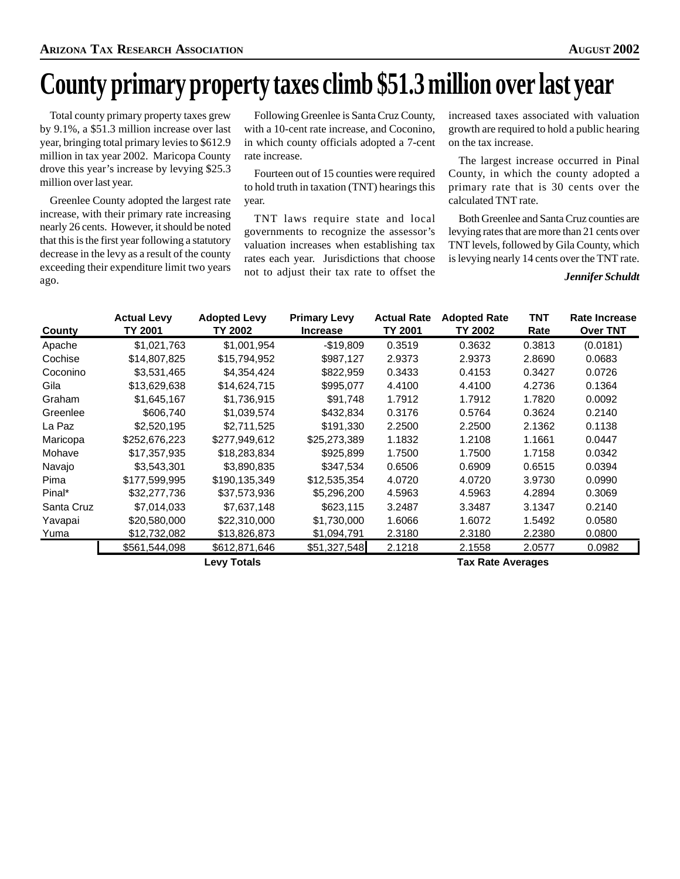# County primary property taxes climb $51.3 million over last year

Total county primary property taxes grew by 9.1%, a $51.3 million increase over last year, bringing total primary levies to $612.9 million in tax year 2002. Maricopa County drove this year's increase by levying $25.3 million over last year.

Greenlee County adopted the largest rate increase, with their primary rate increasing nearly 26 cents. However, it should be noted that this is the first year following a statutory decrease in the levy as a result of the county exceeding their expenditure limit two years ago.

Following Greenlee is Santa Cruz County, with a 10-cent rate increase, and Coconino, in which county officials adopted a 7-cent rate increase.

Fourteen out of 15 counties were required to hold truth in taxation (TNT) hearings this year.

TNT laws require state and local governments to recognize the assessor's valuation increases when establishing tax rates each year. Jurisdictions that choose not to adjust their tax rate to offset the increased taxes associated with valuation growth are required to hold a public hearing on the tax increase.

The largest increase occurred in Pinal County, in which the county adopted a primary rate that is 30 cents over the calculated TNT rate.

Both Greenlee and Santa Cruz counties are levying rates that are more than 21 cents over TNT levels, followed by Gila County, which is levying nearly 14 cents over the TNT rate.

*Jennifer Schuldt*

| County | Actual Levy TY 2001 | Adopted Levy TY 2002 | Primary Levy Increase | Actual Rate TY 2001 | Adopted Rate TY 2002 | TNT Rate | Rate Increase Over TNT |
|---|---|---|---|---|---|---|---|
| Apache | $1,021,763 | $1,001,954 | -$19,809 | 0.3519 | 0.3632 | 0.3813 | (0.0181) |
| Cochise | $14,807,825 | $15,794,952 | $987,127 | 2.9373 | 2.9373 | 2.8690 | 0.0683 |
| Coconino | $3,531,465 | $4,354,424 | $822,959 | 0.3433 | 0.4153 | 0.3427 | 0.0726 |
| Gila | $13,629,638 | $14,624,715 | $995,077 | 4.4100 | 4.4100 | 4.2736 | 0.1364 |
| Graham | $1,645,167 | $1,736,915 | $91,748 | 1.7912 | 1.7912 | 1.7820 | 0.0092 |
| Greenlee | $606,740 | $1,039,574 | $432,834 | 0.3176 | 0.5764 | 0.3624 | 0.2140 |
| La Paz | $2,520,195 | $2,711,525 | $191,330 | 2.2500 | 2.2500 | 2.1362 | 0.1138 |
| Maricopa | $252,676,223 | $277,949,612 | $25,273,389 | 1.1832 | 1.2108 | 1.1661 | 0.0447 |
| Mohave | $17,357,935 | $18,283,834 | $925,899 | 1.7500 | 1.7500 | 1.7158 | 0.0342 |
| Navajo | $3,543,301 | $3,890,835 | $347,534 | 0.6506 | 0.6909 | 0.6515 | 0.0394 |
| Pima | $177,599,995 | $190,135,349 | $12,535,354 | 4.0720 | 4.0720 | 3.9730 | 0.0990 |
| Pinal* | $32,277,736 | $37,573,936 | $5,296,200 | 4.5963 | 4.5963 | 4.2894 | 0.3069 |
| Santa Cruz | $7,014,033 | $7,637,148 | $623,115 | 3.2487 | 3.3487 | 3.1347 | 0.2140 |
| Yavapai | $20,580,000 | $22,310,000 | $1,730,000 | 1.6066 | 1.6072 | 1.5492 | 0.0580 |
| Yuma | $12,732,082 | $13,826,873 | $1,094,791 | 2.3180 | 2.3180 | 2.2380 | 0.0800 |
| | $561,544,098 | $612,871,646 | $51,327,548 | 2.1218 | 2.1558 | 2.0577 | 0.0982 |
| | | Levy Totals | | | Tax Rate Averages | | |